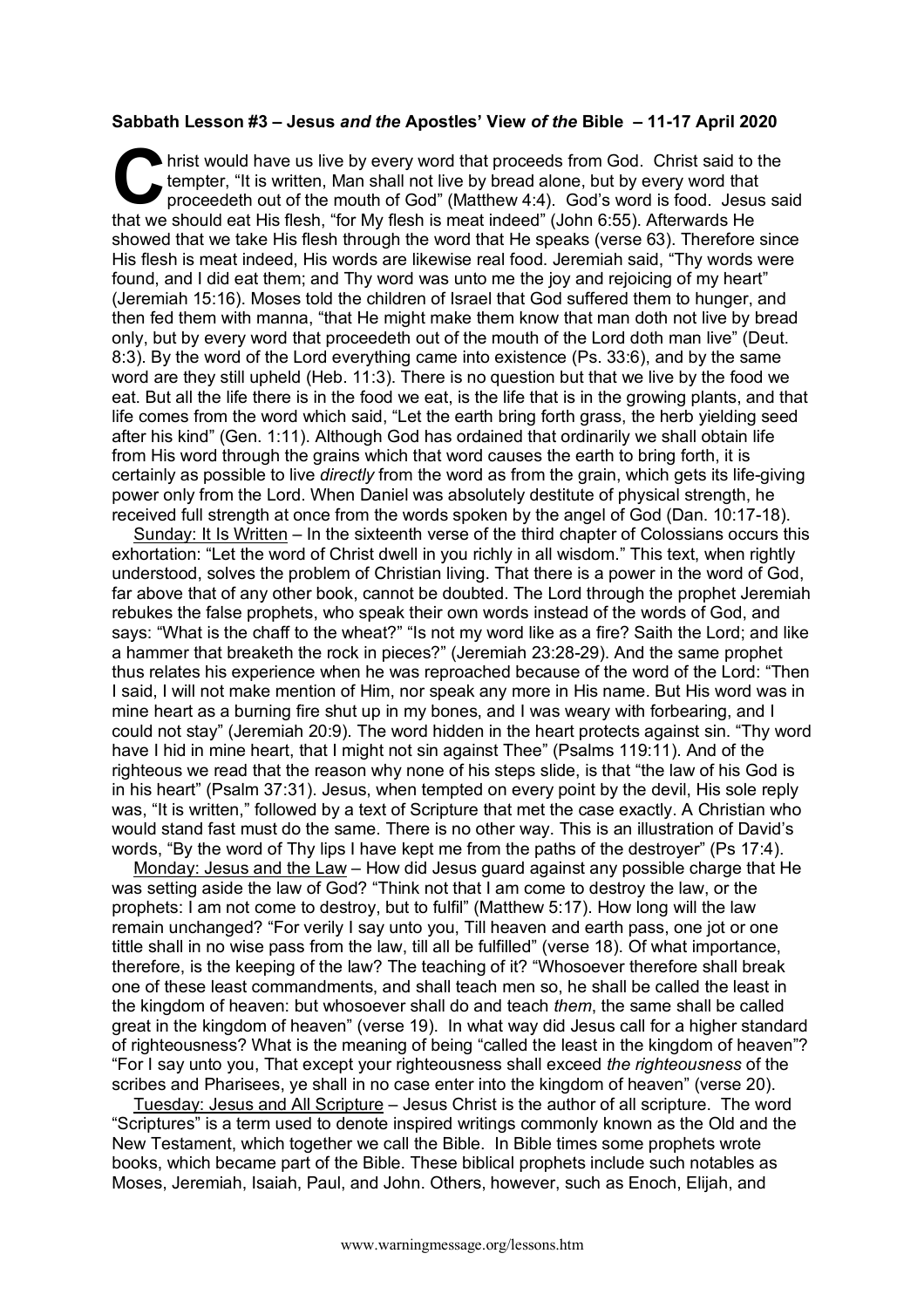**Sabbath Lesson #3 – Jesus *and the* Apostles' View *of the* Bible – 11-17 April 2020**

Christ would have us live by every word that proceeds from God. Christ said to the tempter, "It is written, Man shall not live by bread alone, but by every word that proceedeth out of the mouth of God" (Matthew 4:4). God's word is food. Jesus said that we should eat His flesh, "for My flesh is meat indeed" (John 6:55). Afterwards He showed that we take His flesh through the word that He speaks (verse 63). Therefore since His flesh is meat indeed, His words are likewise real food. Jeremiah said, "Thy words were found, and I did eat them; and Thy word was unto me the joy and rejoicing of my heart" (Jeremiah 15:16). Moses told the children of Israel that God suffered them to hunger, and then fed them with manna, "that He might make them know that man doth not live by bread only, but by every word that proceedeth out of the mouth of the Lord doth man live" (Deut. 8:3). By the word of the Lord everything came into existence (Ps. 33:6), and by the same word are they still upheld (Heb. 11:3). There is no question but that we live by the food we eat. But all the life there is in the food we eat, is the life that is in the growing plants, and that life comes from the word which said, "Let the earth bring forth grass, the herb yielding seed after his kind" (Gen. 1:11). Although God has ordained that ordinarily we shall obtain life from His word through the grains which that word causes the earth to bring forth, it is certainly as possible to live *directly* from the word as from the grain, which gets its life-giving power only from the Lord. When Daniel was absolutely destitute of physical strength, he received full strength at once from the words spoken by the angel of God (Dan. 10:17-18).

Sunday: It Is Written – In the sixteenth verse of the third chapter of Colossians occurs this exhortation: "Let the word of Christ dwell in you richly in all wisdom." This text, when rightly understood, solves the problem of Christian living. That there is a power in the word of God, far above that of any other book, cannot be doubted. The Lord through the prophet Jeremiah rebukes the false prophets, who speak their own words instead of the words of God, and says: "What is the chaff to the wheat?" "Is not my word like as a fire? Saith the Lord; and like a hammer that breaketh the rock in pieces?" (Jeremiah 23:28-29). And the same prophet thus relates his experience when he was reproached because of the word of the Lord: "Then I said, I will not make mention of Him, nor speak any more in His name. But His word was in mine heart as a burning fire shut up in my bones, and I was weary with forbearing, and I could not stay" (Jeremiah 20:9). The word hidden in the heart protects against sin. "Thy word have I hid in mine heart, that I might not sin against Thee" (Psalms 119:11). And of the righteous we read that the reason why none of his steps slide, is that "the law of his God is in his heart" (Psalm 37:31). Jesus, when tempted on every point by the devil, His sole reply was, "It is written," followed by a text of Scripture that met the case exactly. A Christian who would stand fast must do the same. There is no other way. This is an illustration of David's words, "By the word of Thy lips I have kept me from the paths of the destroyer" (Ps 17:4).

Monday: Jesus and the Law – How did Jesus guard against any possible charge that He was setting aside the law of God? "Think not that I am come to destroy the law, or the prophets: I am not come to destroy, but to fulfil" (Matthew 5:17). How long will the law remain unchanged? "For verily I say unto you, Till heaven and earth pass, one jot or one tittle shall in no wise pass from the law, till all be fulfilled" (verse 18). Of what importance, therefore, is the keeping of the law? The teaching of it? "Whosoever therefore shall break one of these least commandments, and shall teach men so, he shall be called the least in the kingdom of heaven: but whosoever shall do and teach *them*, the same shall be called great in the kingdom of heaven" (verse 19). In what way did Jesus call for a higher standard of righteousness? What is the meaning of being "called the least in the kingdom of heaven"? "For I say unto you, That except your righteousness shall exceed *the righteousness* of the scribes and Pharisees, ye shall in no case enter into the kingdom of heaven" (verse 20).

Tuesday: Jesus and All Scripture – Jesus Christ is the author of all scripture. The word "Scriptures" is a term used to denote inspired writings commonly known as the Old and the New Testament, which together we call the Bible. In Bible times some prophets wrote books, which became part of the Bible. These biblical prophets include such notables as Moses, Jeremiah, Isaiah, Paul, and John. Others, however, such as Enoch, Elijah, and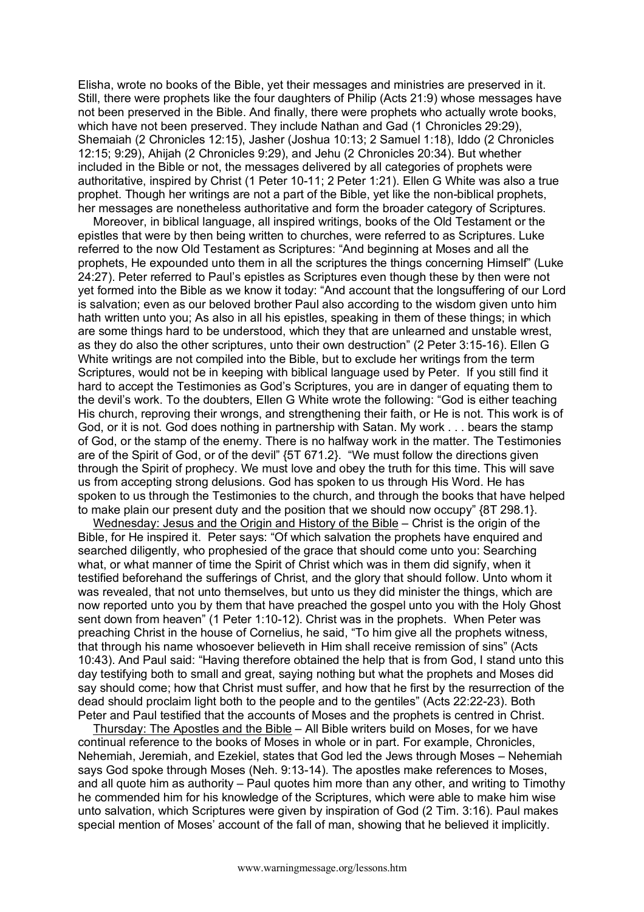Elisha, wrote no books of the Bible, yet their messages and ministries are preserved in it. Still, there were prophets like the four daughters of Philip (Acts 21:9) whose messages have not been preserved in the Bible. And finally, there were prophets who actually wrote books, which have not been preserved. They include Nathan and Gad (1 Chronicles 29:29), Shemaiah (2 Chronicles 12:15), Jasher (Joshua 10:13; 2 Samuel 1:18), Iddo (2 Chronicles 12:15; 9:29), Ahijah (2 Chronicles 9:29), and Jehu (2 Chronicles 20:34). But whether included in the Bible or not, the messages delivered by all categories of prophets were authoritative, inspired by Christ (1 Peter 10-11; 2 Peter 1:21). Ellen G White was also a true prophet. Though her writings are not a part of the Bible, yet like the non-biblical prophets, her messages are nonetheless authoritative and form the broader category of Scriptures.

Moreover, in biblical language, all inspired writings, books of the Old Testament or the epistles that were by then being written to churches, were referred to as Scriptures. Luke referred to the now Old Testament as Scriptures: "And beginning at Moses and all the prophets, He expounded unto them in all the scriptures the things concerning Himself" (Luke 24:27). Peter referred to Paul's epistles as Scriptures even though these by then were not yet formed into the Bible as we know it today: "And account that the longsuffering of our Lord is salvation; even as our beloved brother Paul also according to the wisdom given unto him hath written unto you; As also in all his epistles, speaking in them of these things; in which are some things hard to be understood, which they that are unlearned and unstable wrest, as they do also the other scriptures, unto their own destruction" (2 Peter 3:15-16). Ellen G White writings are not compiled into the Bible, but to exclude her writings from the term Scriptures, would not be in keeping with biblical language used by Peter. If you still find it hard to accept the Testimonies as God's Scriptures, you are in danger of equating them to the devil's work. To the doubters, Ellen G White wrote the following: "God is either teaching His church, reproving their wrongs, and strengthening their faith, or He is not. This work is of God, or it is not. God does nothing in partnership with Satan. My work . . . bears the stamp of God, or the stamp of the enemy. There is no halfway work in the matter. The Testimonies are of the Spirit of God, or of the devil" {5T 671.2}. "We must follow the directions given through the Spirit of prophecy. We must love and obey the truth for this time. This will save us from accepting strong delusions. God has spoken to us through His Word. He has spoken to us through the Testimonies to the church, and through the books that have helped to make plain our present duty and the position that we should now occupy" {8T 298.1}.

Wednesday: Jesus and the Origin and History of the Bible – Christ is the origin of the Bible, for He inspired it. Peter says: "Of which salvation the prophets have enquired and searched diligently, who prophesied of the grace that should come unto you: Searching what, or what manner of time the Spirit of Christ which was in them did signify, when it testified beforehand the sufferings of Christ, and the glory that should follow. Unto whom it was revealed, that not unto themselves, but unto us they did minister the things, which are now reported unto you by them that have preached the gospel unto you with the Holy Ghost sent down from heaven" (1 Peter 1:10-12). Christ was in the prophets. When Peter was preaching Christ in the house of Cornelius, he said, "To him give all the prophets witness, that through his name whosoever believeth in Him shall receive remission of sins" (Acts 10:43). And Paul said: "Having therefore obtained the help that is from God, I stand unto this day testifying both to small and great, saying nothing but what the prophets and Moses did say should come; how that Christ must suffer, and how that he first by the resurrection of the dead should proclaim light both to the people and to the gentiles" (Acts 22:22-23). Both Peter and Paul testified that the accounts of Moses and the prophets is centred in Christ.

Thursday: The Apostles and the Bible – All Bible writers build on Moses, for we have continual reference to the books of Moses in whole or in part. For example, Chronicles, Nehemiah, Jeremiah, and Ezekiel, states that God led the Jews through Moses – Nehemiah says God spoke through Moses (Neh. 9:13-14). The apostles make references to Moses, and all quote him as authority – Paul quotes him more than any other, and writing to Timothy he commended him for his knowledge of the Scriptures, which were able to make him wise unto salvation, which Scriptures were given by inspiration of God (2 Tim. 3:16). Paul makes special mention of Moses' account of the fall of man, showing that he believed it implicitly.